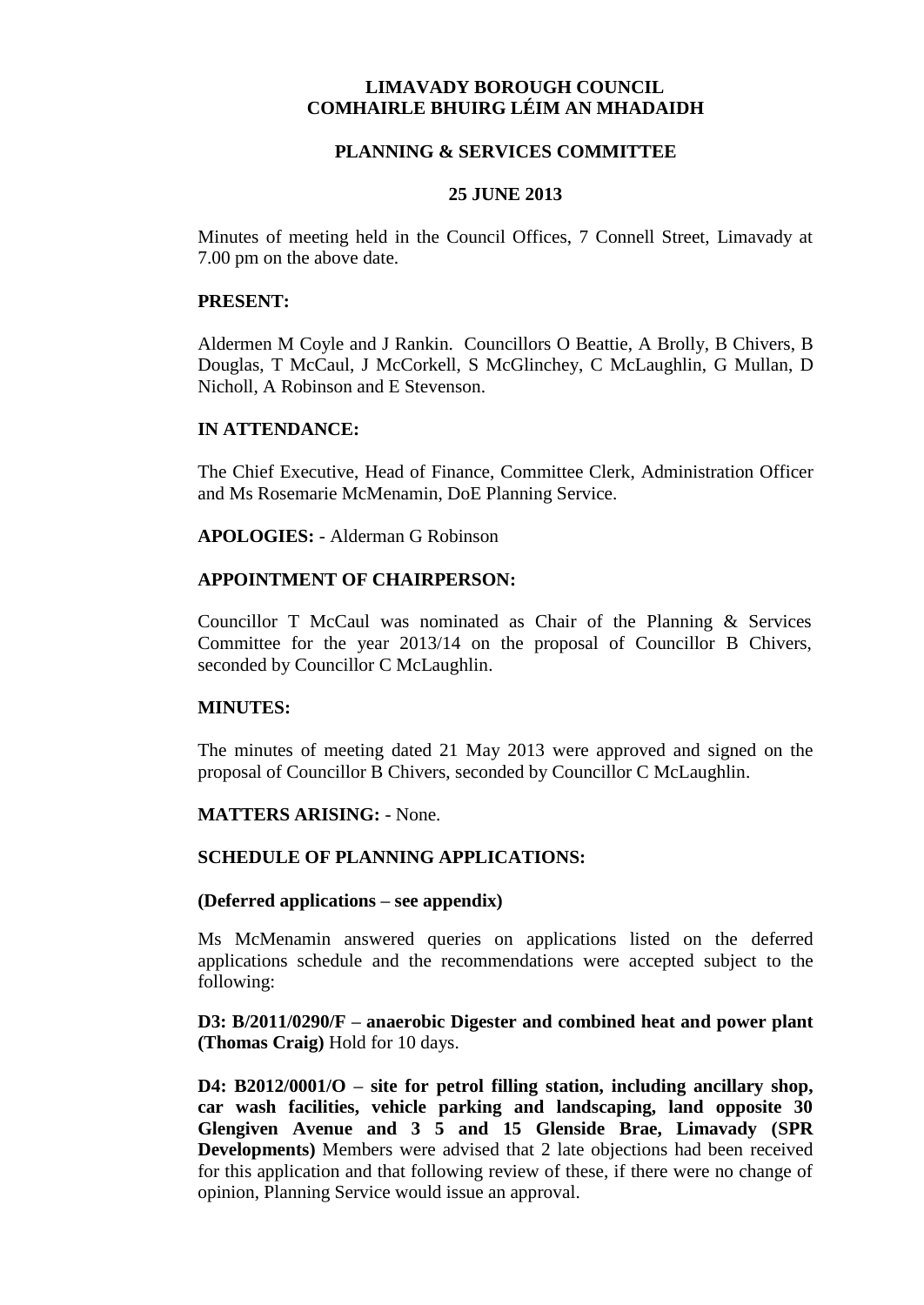**LIMAVADY BOROUGH COUNCIL**
**COMHAIRLE BHUIRG LÉIM AN MHADAIDH**

**PLANNING & SERVICES COMMITTEE**

**25 JUNE 2013**

Minutes of meeting held in the Council Offices, 7 Connell Street, Limavady at 7.00 pm on the above date.

**PRESENT:**

Aldermen M Coyle and J Rankin. Councillors O Beattie, A Brolly, B Chivers, B Douglas, T McCaul, J McCorkell, S McGlinchey, C McLaughlin, G Mullan, D Nicholl, A Robinson and E Stevenson.

**IN ATTENDANCE:**

The Chief Executive, Head of Finance, Committee Clerk, Administration Officer and Ms Rosemarie McMenamin, DoE Planning Service.

**APOLOGIES:** - Alderman G Robinson

**APPOINTMENT OF CHAIRPERSON:**

Councillor T McCaul was nominated as Chair of the Planning & Services Committee for the year 2013/14 on the proposal of Councillor B Chivers, seconded by Councillor C McLaughlin.

**MINUTES:**

The minutes of meeting dated 21 May 2013 were approved and signed on the proposal of Councillor B Chivers, seconded by Councillor C McLaughlin.

**MATTERS ARISING:** - None.

**SCHEDULE OF PLANNING APPLICATIONS:**

**(Deferred applications – see appendix)**

Ms McMenamin answered queries on applications listed on the deferred applications schedule and the recommendations were accepted subject to the following:

**D3: B/2011/0290/F – anaerobic Digester and combined heat and power plant (Thomas Craig)** Hold for 10 days.

**D4: B2012/0001/O – site for petrol filling station, including ancillary shop, car wash facilities, vehicle parking and landscaping, land opposite 30 Glengiven Avenue and 3 5 and 15 Glenside Brae, Limavady (SPR Developments)** Members were advised that 2 late objections had been received for this application and that following review of these, if there were no change of opinion, Planning Service would issue an approval.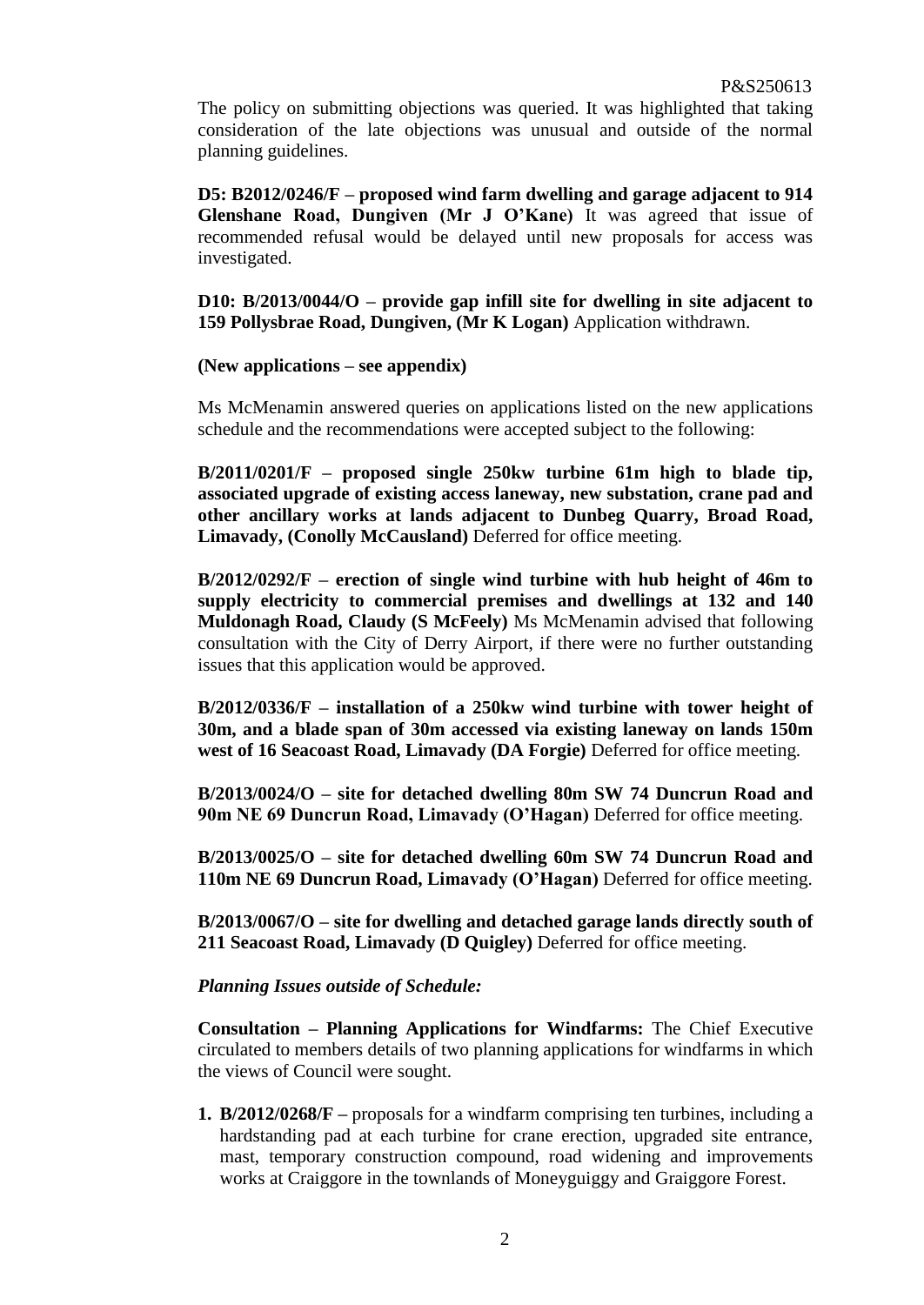The policy on submitting objections was queried. It was highlighted that taking consideration of the late objections was unusual and outside of the normal planning guidelines.

**D5: B2012/0246/F – proposed wind farm dwelling and garage adjacent to 914 Glenshane Road, Dungiven (Mr J O'Kane)** It was agreed that issue of recommended refusal would be delayed until new proposals for access was investigated.

**D10: B/2013/0044/O – provide gap infill site for dwelling in site adjacent to 159 Pollysbrae Road, Dungiven, (Mr K Logan)** Application withdrawn.

**(New applications – see appendix)**

Ms McMenamin answered queries on applications listed on the new applications schedule and the recommendations were accepted subject to the following:

**B/2011/0201/F – proposed single 250kw turbine 61m high to blade tip, associated upgrade of existing access laneway, new substation, crane pad and other ancillary works at lands adjacent to Dunbeg Quarry, Broad Road, Limavady, (Conolly McCausland)** Deferred for office meeting.

**B/2012/0292/F – erection of single wind turbine with hub height of 46m to supply electricity to commercial premises and dwellings at 132 and 140 Muldonagh Road, Claudy (S McFeely)** Ms McMenamin advised that following consultation with the City of Derry Airport, if there were no further outstanding issues that this application would be approved.

**B/2012/0336/F – installation of a 250kw wind turbine with tower height of 30m, and a blade span of 30m accessed via existing laneway on lands 150m west of 16 Seacoast Road, Limavady (DA Forgie)** Deferred for office meeting.

**B/2013/0024/O – site for detached dwelling 80m SW 74 Duncrun Road and 90m NE 69 Duncrun Road, Limavady (O'Hagan)** Deferred for office meeting.

**B/2013/0025/O – site for detached dwelling 60m SW 74 Duncrun Road and 110m NE 69 Duncrun Road, Limavady (O'Hagan)** Deferred for office meeting.

**B/2013/0067/O – site for dwelling and detached garage lands directly south of 211 Seacoast Road, Limavady (D Quigley)** Deferred for office meeting.

***Planning Issues outside of Schedule:***

**Consultation – Planning Applications for Windfarms:** The Chief Executive circulated to members details of two planning applications for windfarms in which the views of Council were sought.

1. **B/2012/0268/F –** proposals for a windfarm comprising ten turbines, including a hardstanding pad at each turbine for crane erection, upgraded site entrance, mast, temporary construction compound, road widening and improvements works at Craiggore in the townlands of Moneyguiggy and Graiggore Forest.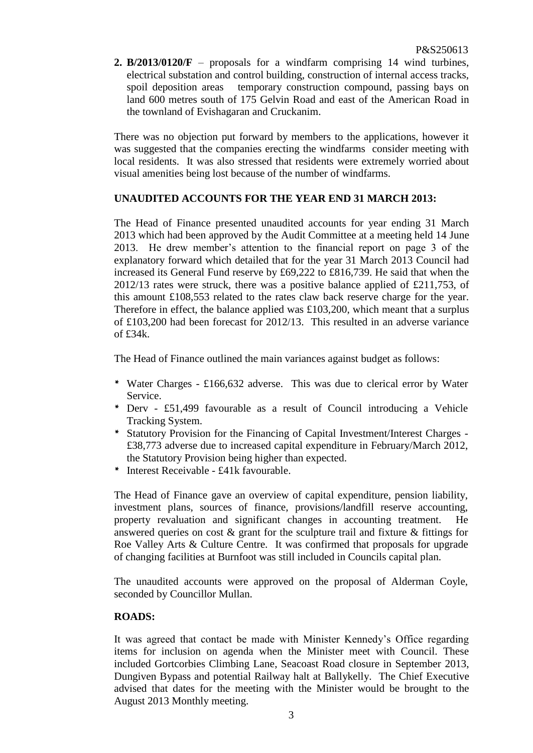2. **B/2013/0120/F** – proposals for a windfarm comprising 14 wind turbines, electrical substation and control building, construction of internal access tracks, spoil deposition areas temporary construction compound, passing bays on land 600 metres south of 175 Gelvin Road and east of the American Road in the townland of Evishagaran and Cruckanim.

There was no objection put forward by members to the applications, however it was suggested that the companies erecting the windfarms consider meeting with local residents. It was also stressed that residents were extremely worried about visual amenities being lost because of the number of windfarms.

**UNAUDITED ACCOUNTS FOR THE YEAR END 31 MARCH 2013:**

The Head of Finance presented unaudited accounts for year ending 31 March 2013 which had been approved by the Audit Committee at a meeting held 14 June 2013. He drew member's attention to the financial report on page 3 of the explanatory forward which detailed that for the year 31 March 2013 Council had increased its General Fund reserve by £69,222 to £816,739. He said that when the 2012/13 rates were struck, there was a positive balance applied of £211,753, of this amount £108,553 related to the rates claw back reserve charge for the year. Therefore in effect, the balance applied was £103,200, which meant that a surplus of £103,200 had been forecast for 2012/13. This resulted in an adverse variance of £34k.

The Head of Finance outlined the main variances against budget as follows:

* Water Charges - £166,632 adverse. This was due to clerical error by Water Service.
* Derv - £51,499 favourable as a result of Council introducing a Vehicle Tracking System.
* Statutory Provision for the Financing of Capital Investment/Interest Charges - £38,773 adverse due to increased capital expenditure in February/March 2012, the Statutory Provision being higher than expected.
* Interest Receivable - £41k favourable.

The Head of Finance gave an overview of capital expenditure, pension liability, investment plans, sources of finance, provisions/landfill reserve accounting, property revaluation and significant changes in accounting treatment. He answered queries on cost & grant for the sculpture trail and fixture & fittings for Roe Valley Arts & Culture Centre. It was confirmed that proposals for upgrade of changing facilities at Burnfoot was still included in Councils capital plan.

The unaudited accounts were approved on the proposal of Alderman Coyle, seconded by Councillor Mullan.

**ROADS:**

It was agreed that contact be made with Minister Kennedy's Office regarding items for inclusion on agenda when the Minister meet with Council. These included Gortcorbies Climbing Lane, Seacoast Road closure in September 2013, Dungiven Bypass and potential Railway halt at Ballykelly. The Chief Executive advised that dates for the meeting with the Minister would be brought to the August 2013 Monthly meeting.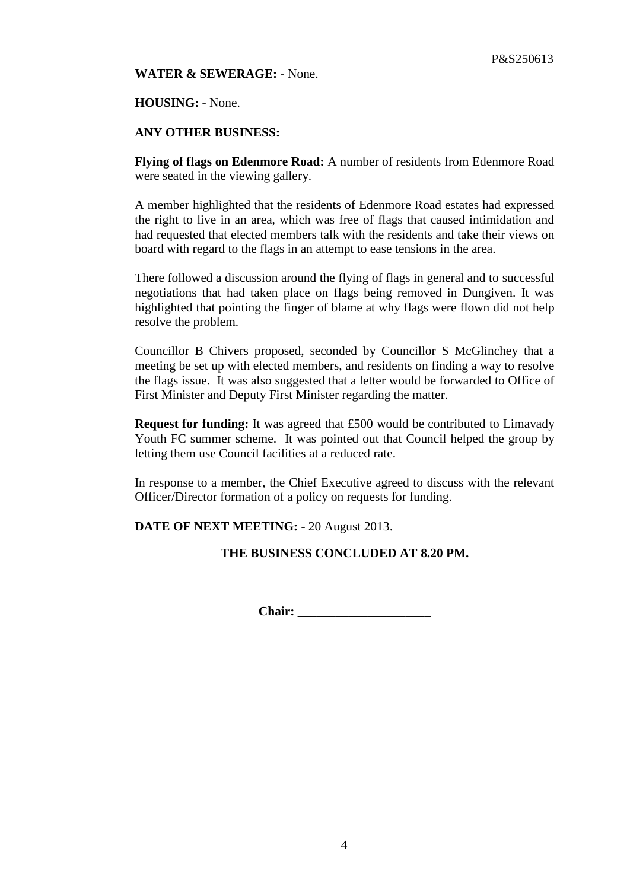**WATER & SEWERAGE:** - None.

**HOUSING:** - None.

**ANY OTHER BUSINESS:**

**Flying of flags on Edenmore Road:** A number of residents from Edenmore Road were seated in the viewing gallery.

A member highlighted that the residents of Edenmore Road estates had expressed the right to live in an area, which was free of flags that caused intimidation and had requested that elected members talk with the residents and take their views on board with regard to the flags in an attempt to ease tensions in the area.

There followed a discussion around the flying of flags in general and to successful negotiations that had taken place on flags being removed in Dungiven. It was highlighted that pointing the finger of blame at why flags were flown did not help resolve the problem.

Councillor B Chivers proposed, seconded by Councillor S McGlinchey that a meeting be set up with elected members, and residents on finding a way to resolve the flags issue. It was also suggested that a letter would be forwarded to Office of First Minister and Deputy First Minister regarding the matter.

**Request for funding:** It was agreed that £500 would be contributed to Limavady Youth FC summer scheme. It was pointed out that Council helped the group by letting them use Council facilities at a reduced rate.

In response to a member, the Chief Executive agreed to discuss with the relevant Officer/Director formation of a policy on requests for funding.

**DATE OF NEXT MEETING: -** 20 August 2013.

**THE BUSINESS CONCLUDED AT 8.20 PM.**

**Chair: ____________________**